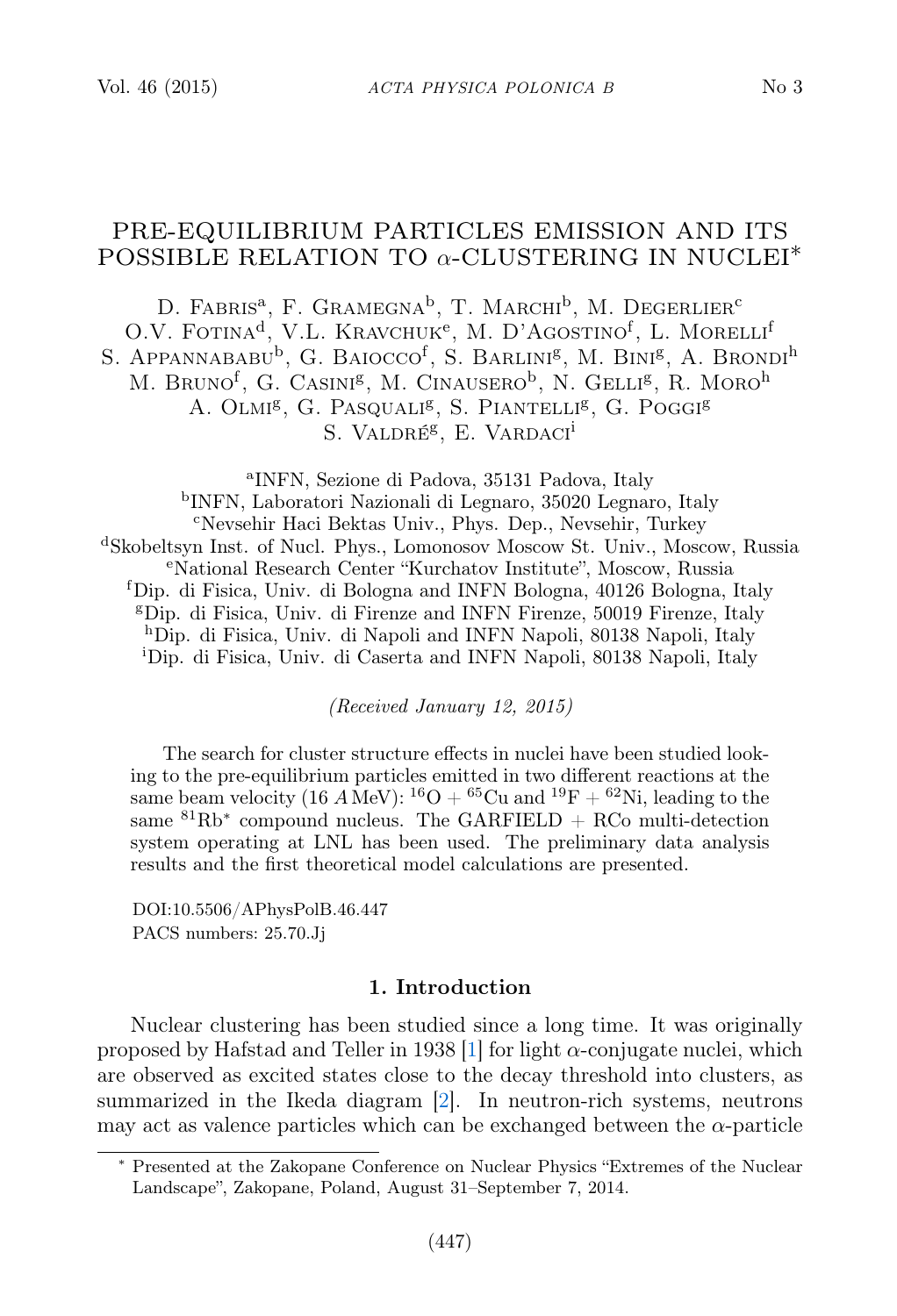# PRE-EQUILIBRIUM PARTICLES EMISSION AND ITS POSSIBLE RELATION TO $\alpha$-CLUSTERING IN NUCLEI*

D. Fabris[a], F. Gramegna[b], T. Marchi[b], M. Degerlier[c]
O.V. Fotina[d], V.L. Kravchuk[e], M. D'Agostino[f], L. Morelli[f]
S. Appannababu[b], G. Baiocco[f], S. Barlini[g], M. Bini[g], A. Brondi[h]
M. Bruno[f], G. Casini[g], M. Cinausero[b], N. Gelli[g], R. Moro[h]
A. Olmi[g], G. Pasquali[g], S. Piantelli[g], G. Poggi[g]
S. Valdré[g], E. Vardaci[i]

[a]INFN, Sezione di Padova, 35131 Padova, Italy
[b]INFN, Laboratori Nazionali di Legnaro, 35020 Legnaro, Italy
[c]Nevsehir Haci Bektas Univ., Phys. Dep., Nevsehir, Turkey
[d]Skobeltsyn Inst. of Nucl. Phys., Lomonosov Moscow St. Univ., Moscow, Russia
[e]National Research Center "Kurchatov Institute", Moscow, Russia
[f]Dip. di Fisica, Univ. di Bologna and INFN Bologna, 40126 Bologna, Italy
[g]Dip. di Fisica, Univ. di Firenze and INFN Firenze, 50019 Firenze, Italy
[h]Dip. di Fisica, Univ. di Napoli and INFN Napoli, 80138 Napoli, Italy
[i]Dip. di Fisica, Univ. di Caserta and INFN Napoli, 80138 Napoli, Italy

*(Received January 12, 2015)*

The search for cluster structure effects in nuclei have been studied looking to the pre-equilibrium particles emitted in two different reactions at the same beam velocity (16 $A$ MeV): $^{16}$O + $^{65}$Cu and $^{19}$F + $^{62}$Ni, leading to the same $^{81}$Rb$^*$ compound nucleus. The GARFIELD + RCo multi-detection system operating at LNL has been used. The preliminary data analysis results and the first theoretical model calculations are presented.

DOI:10.5506/APhysPolB.46.447
PACS numbers: 25.70.Jj

## 1. Introduction

Nuclear clustering has been studied since a long time. It was originally proposed by Hafstad and Teller in 1938 [1] for light $\alpha$-conjugate nuclei, which are observed as excited states close to the decay threshold into clusters, as summarized in the Ikeda diagram [2]. In neutron-rich systems, neutrons may act as valence particles which can be exchanged between the $\alpha$-particle

---

* Presented at the Zakopane Conference on Nuclear Physics "Extremes of the Nuclear Landscape", Zakopane, Poland, August 31–September 7, 2014.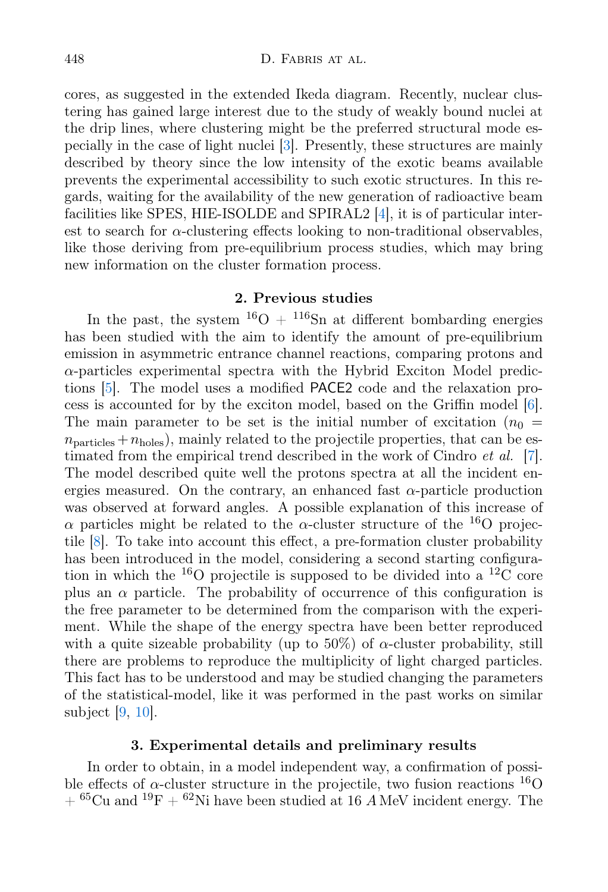cores, as suggested in the extended Ikeda diagram. Recently, nuclear clustering has gained large interest due to the study of weakly bound nuclei at the drip lines, where clustering might be the preferred structural mode especially in the case of light nuclei [3]. Presently, these structures are mainly described by theory since the low intensity of the exotic beams available prevents the experimental accessibility to such exotic structures. In this regards, waiting for the availability of the new generation of radioactive beam facilities like SPES, HIE-ISOLDE and SPIRAL2 [4], it is of particular interest to search for $\alpha$-clustering effects looking to non-traditional observables, like those deriving from pre-equilibrium process studies, which may bring new information on the cluster formation process.

## 2. Previous studies

In the past, the system $^{16}$O + $^{116}$Sn at different bombarding energies has been studied with the aim to identify the amount of pre-equilibrium emission in asymmetric entrance channel reactions, comparing protons and $\alpha$-particles experimental spectra with the Hybrid Exciton Model predictions [5]. The model uses a modified PACE2 code and the relaxation process is accounted for by the exciton model, based on the Griffin model [6]. The main parameter to be set is the initial number of excitation ($n_0 = n_{\text{particles}} + n_{\text{holes}}$), mainly related to the projectile properties, that can be estimated from the empirical trend described in the work of Cindro *et al.* [7]. The model described quite well the protons spectra at all the incident energies measured. On the contrary, an enhanced fast $\alpha$-particle production was observed at forward angles. A possible explanation of this increase of $\alpha$ particles might be related to the $\alpha$-cluster structure of the $^{16}$O projectile [8]. To take into account this effect, a pre-formation cluster probability has been introduced in the model, considering a second starting configuration in which the $^{16}$O projectile is supposed to be divided into a $^{12}$C core plus an $\alpha$ particle. The probability of occurrence of this configuration is the free parameter to be determined from the comparison with the experiment. While the shape of the energy spectra have been better reproduced with a quite sizeable probability (up to 50%) of $\alpha$-cluster probability, still there are problems to reproduce the multiplicity of light charged particles. This fact has to be understood and may be studied changing the parameters of the statistical-model, like it was performed in the past works on similar subject [9, 10].

## 3. Experimental details and preliminary results

In order to obtain, in a model independent way, a confirmation of possible effects of $\alpha$-cluster structure in the projectile, two fusion reactions $^{16}$O + $^{65}$Cu and $^{19}$F + $^{62}$Ni have been studied at 16 $A$ MeV incident energy. The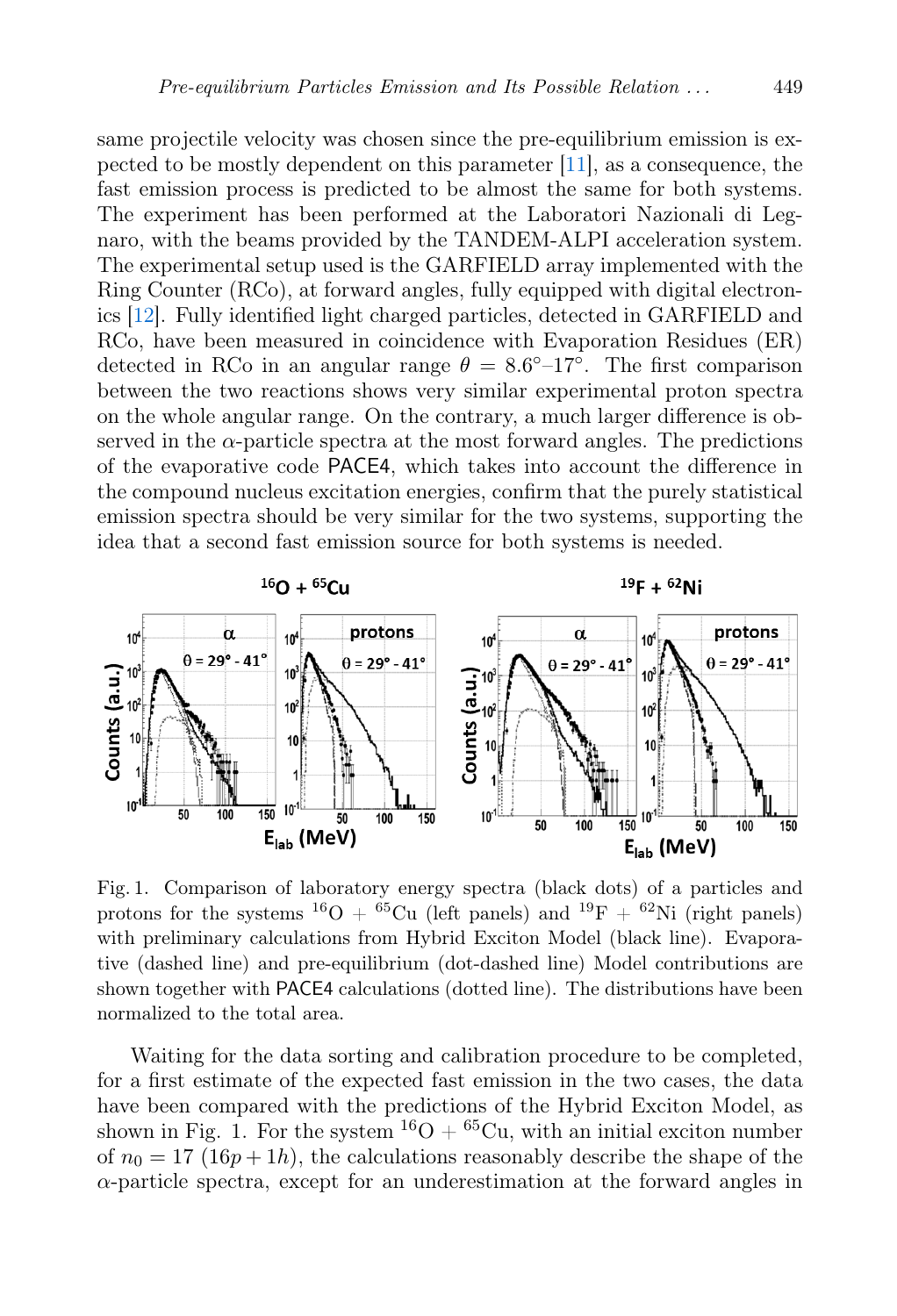same projectile velocity was chosen since the pre-equilibrium emission is expected to be mostly dependent on this parameter [11], as a consequence, the fast emission process is predicted to be almost the same for both systems. The experiment has been performed at the Laboratori Nazionali di Legnaro, with the beams provided by the TANDEM-ALPI acceleration system. The experimental setup used is the GARFIELD array implemented with the Ring Counter (RCo), at forward angles, fully equipped with digital electronics [12]. Fully identified light charged particles, detected in GARFIELD and RCo, have been measured in coincidence with Evaporation Residues (ER) detected in RCo in an angular range $\theta = 8.6°–17°$. The first comparison between the two reactions shows very similar experimental proton spectra on the whole angular range. On the contrary, a much larger difference is observed in the $\alpha$-particle spectra at the most forward angles. The predictions of the evaporative code PACE4, which takes into account the difference in the compound nucleus excitation energies, confirm that the purely statistical emission spectra should be very similar for the two systems, supporting the idea that a second fast emission source for both systems is needed.

Fig. 1. Comparison of laboratory energy spectra (black dots) of a particles and protons for the systems $^{16}O$ + $^{65}Cu$ (left panels) and $^{19}F$ + $^{62}Ni$ (right panels) with preliminary calculations from Hybrid Exciton Model (black line). Evaporative (dashed line) and pre-equilibrium (dot-dashed line) Model contributions are shown together with PACE4 calculations (dotted line). The distributions have been normalized to the total area.

Waiting for the data sorting and calibration procedure to be completed, for a first estimate of the expected fast emission in the two cases, the data have been compared with the predictions of the Hybrid Exciton Model, as shown in Fig. 1. For the system $^{16}O$ + $^{65}Cu$, with an initial exciton number of $n_0 = 17$ $(16p + 1h)$, the calculations reasonably describe the shape of the $\alpha$-particle spectra, except for an underestimation at the forward angles in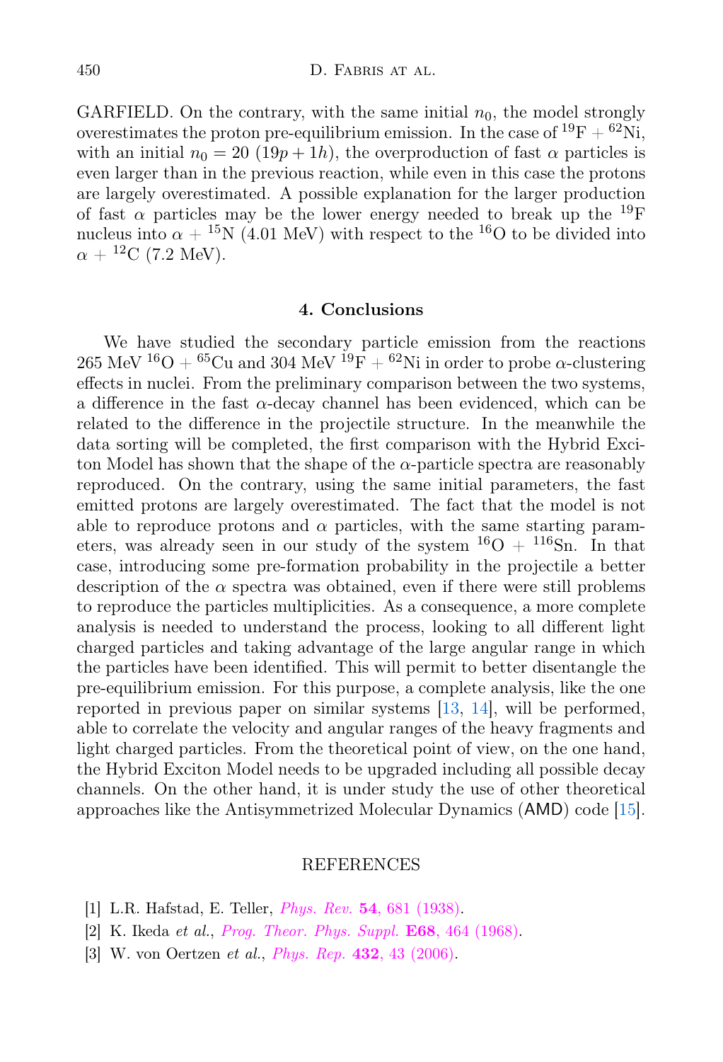GARFIELD. On the contrary, with the same initial $n_0$, the model strongly overestimates the proton pre-equilibrium emission. In the case of $^{19}$F + $^{62}$Ni, with an initial $n_0 = 20$ ($19p + 1h$), the overproduction of fast $\alpha$ particles is even larger than in the previous reaction, while even in this case the protons are largely overestimated. A possible explanation for the larger production of fast $\alpha$ particles may be the lower energy needed to break up the $^{19}$F nucleus into $\alpha$ + $^{15}$N (4.01 MeV) with respect to the $^{16}$O to be divided into $\alpha$ + $^{12}$C (7.2 MeV).

## 4. Conclusions

We have studied the secondary particle emission from the reactions 265 MeV $^{16}$O + $^{65}$Cu and 304 MeV $^{19}$F + $^{62}$Ni in order to probe $\alpha$-clustering effects in nuclei. From the preliminary comparison between the two systems, a difference in the fast $\alpha$-decay channel has been evidenced, which can be related to the difference in the projectile structure. In the meanwhile the data sorting will be completed, the first comparison with the Hybrid Exciton Model has shown that the shape of the $\alpha$-particle spectra are reasonably reproduced. On the contrary, using the same initial parameters, the fast emitted protons are largely overestimated. The fact that the model is not able to reproduce protons and $\alpha$ particles, with the same starting parameters, was already seen in our study of the system $^{16}$O + $^{116}$Sn. In that case, introducing some pre-formation probability in the projectile a better description of the $\alpha$ spectra was obtained, even if there were still problems to reproduce the particles multiplicities. As a consequence, a more complete analysis is needed to understand the process, looking to all different light charged particles and taking advantage of the large angular range in which the particles have been identified. This will permit to better disentangle the pre-equilibrium emission. For this purpose, a complete analysis, like the one reported in previous paper on similar systems [13, 14], will be performed, able to correlate the velocity and angular ranges of the heavy fragments and light charged particles. From the theoretical point of view, on the one hand, the Hybrid Exciton Model needs to be upgraded including all possible decay channels. On the other hand, it is under study the use of other theoretical approaches like the Antisymmetrized Molecular Dynamics (AMD) code [15].

## REFERENCES

[1] L.R. Hafstad, E. Teller, *Phys. Rev.* **54**, 681 (1938).

[2] K. Ikeda *et al.*, *Prog. Theor. Phys. Suppl.* **E68**, 464 (1968).

[3] W. von Oertzen *et al.*, *Phys. Rep.* **432**, 43 (2006).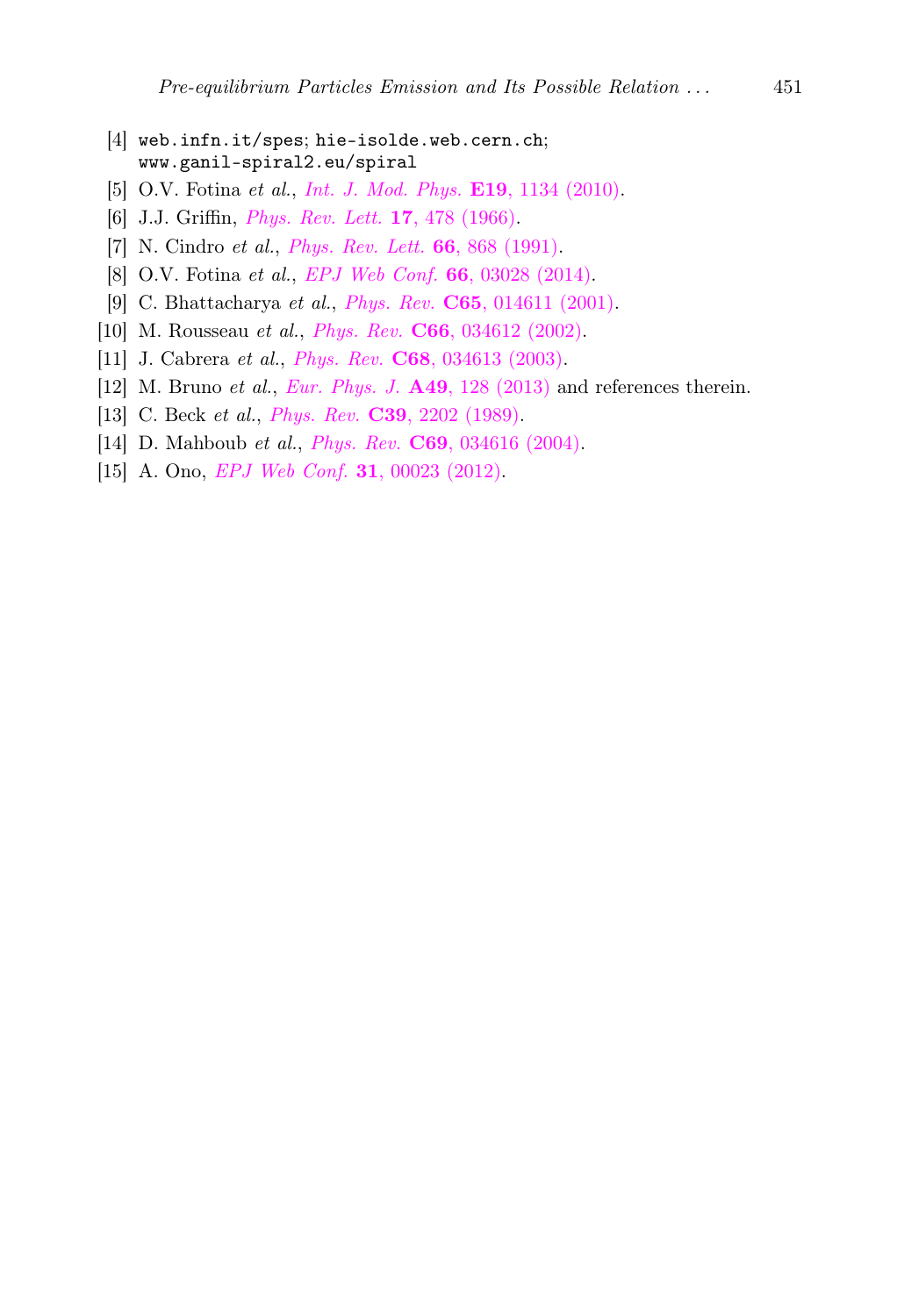[4] web.infn.it/spes; hie-isolde.web.cern.ch; www.ganil-spiral2.eu/spiral

[5] O.V. Fotina *et al.*, *Int. J. Mod. Phys.* **E19**, 1134 (2010).

[6] J.J. Griffin, *Phys. Rev. Lett.* **17**, 478 (1966).

[7] N. Cindro *et al.*, *Phys. Rev. Lett.* **66**, 868 (1991).

[8] O.V. Fotina *et al.*, *EPJ Web Conf.* **66**, 03028 (2014).

[9] C. Bhattacharya *et al.*, *Phys. Rev.* **C65**, 014611 (2001).

[10] M. Rousseau *et al.*, *Phys. Rev.* **C66**, 034612 (2002).

[11] J. Cabrera *et al.*, *Phys. Rev.* **C68**, 034613 (2003).

[12] M. Bruno *et al.*, *Eur. Phys. J.* **A49**, 128 (2013) and references therein.

[13] C. Beck *et al.*, *Phys. Rev.* **C39**, 2202 (1989).

[14] D. Mahboub *et al.*, *Phys. Rev.* **C69**, 034616 (2004).

[15] A. Ono, *EPJ Web Conf.* **31**, 00023 (2012).